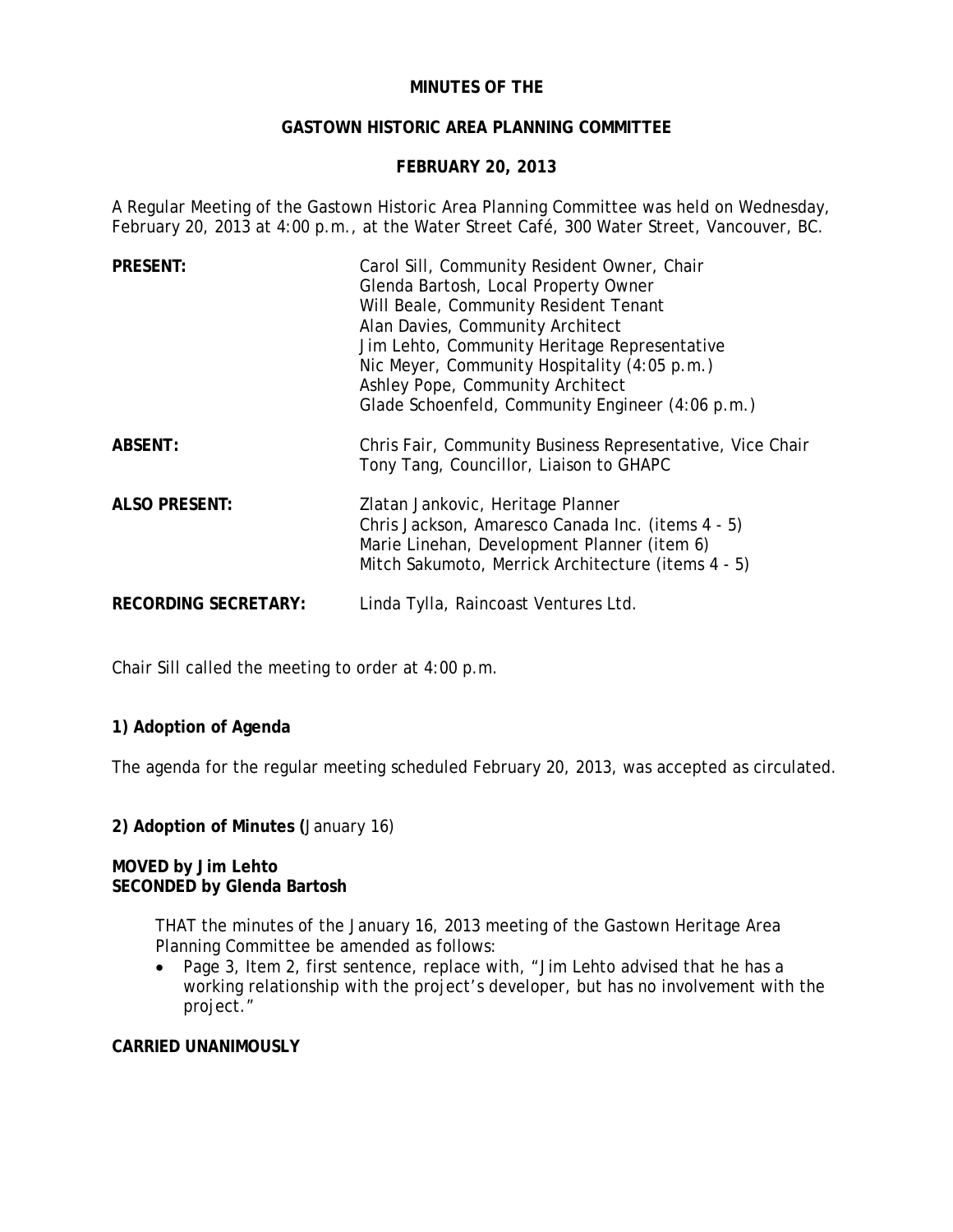**MINUTES OF THE**

**GASTOWN HISTORIC AREA PLANNING COMMITTEE**

**FEBRUARY 20, 2013**

A Regular Meeting of the Gastown Historic Area Planning Committee was held on Wednesday, February 20, 2013 at 4:00 p.m., at the Water Street Café, 300 Water Street, Vancouver, BC.

| | |
|---|---|
| **PRESENT:** | Carol Sill, Community Resident Owner, Chair<br>Glenda Bartosh, Local Property Owner<br>Will Beale, Community Resident Tenant<br>Alan Davies, Community Architect<br>Jim Lehto, Community Heritage Representative<br>Nic Meyer, Community Hospitality (4:05 p.m.)<br>Ashley Pope, Community Architect<br>Glade Schoenfeld, Community Engineer (4:06 p.m.) |
| **ABSENT:** | Chris Fair, Community Business Representative, Vice Chair<br>Tony Tang, Councillor, Liaison to GHAPC |
| **ALSO PRESENT:** | Zlatan Jankovic, Heritage Planner<br>Chris Jackson, Amaresco Canada Inc. (items 4 - 5)<br>Marie Linehan, Development Planner (item 6)<br>Mitch Sakumoto, Merrick Architecture (items 4 - 5) |
| **RECORDING SECRETARY:** | Linda Tylla, Raincoast Ventures Ltd. |

Chair Sill called the meeting to order at 4:00 p.m.

**1) Adoption of Agenda**

The agenda for the regular meeting scheduled February 20, 2013, was accepted as circulated.

**2) Adoption of Minutes (**January 16)

**MOVED by Jim Lehto**
**SECONDED by Glenda Bartosh**

> THAT the minutes of the January 16, 2013 meeting of the Gastown Heritage Area Planning Committee be amended as follows:
>
> - Page 3, Item 2, first sentence, replace with, "Jim Lehto advised that he has a working relationship with the project's developer, but has no involvement with the project."

**CARRIED UNANIMOUSLY**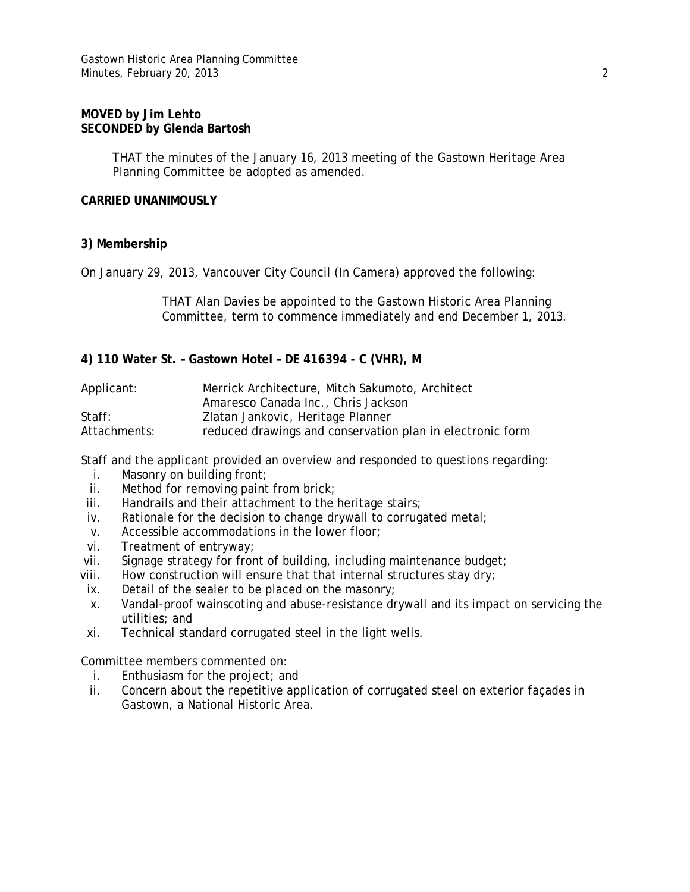**MOVED by Jim Lehto**
**SECONDED by Glenda Bartosh**

THAT the minutes of the January 16, 2013 meeting of the Gastown Heritage Area Planning Committee be adopted as amended.

**CARRIED UNANIMOUSLY**

**3) Membership**

On January 29, 2013, Vancouver City Council (In Camera) approved the following:

THAT Alan Davies be appointed to the Gastown Historic Area Planning Committee, term to commence immediately and end December 1, 2013.

**4) 110 Water St. – Gastown Hotel – DE 416394 - C (VHR), M**

| | |
|---|---|
| Applicant: | Merrick Architecture, Mitch Sakumoto, Architect<br>Amaresco Canada Inc., Chris Jackson |
| Staff: | Zlatan Jankovic, Heritage Planner |
| Attachments: | reduced drawings and conservation plan in electronic form |

Staff and the applicant provided an overview and responded to questions regarding:

i. Masonry on building front;
ii. Method for removing paint from brick;
iii. Handrails and their attachment to the heritage stairs;
iv. Rationale for the decision to change drywall to corrugated metal;
v. Accessible accommodations in the lower floor;
vi. Treatment of entryway;
vii. Signage strategy for front of building, including maintenance budget;
viii. How construction will ensure that that internal structures stay dry;
ix. Detail of the sealer to be placed on the masonry;
x. Vandal-proof wainscoting and abuse-resistance drywall and its impact on servicing the utilities; and
xi. Technical standard corrugated steel in the light wells.

Committee members commented on:

i. Enthusiasm for the project; and
ii. Concern about the repetitive application of corrugated steel on exterior façades in Gastown, a National Historic Area.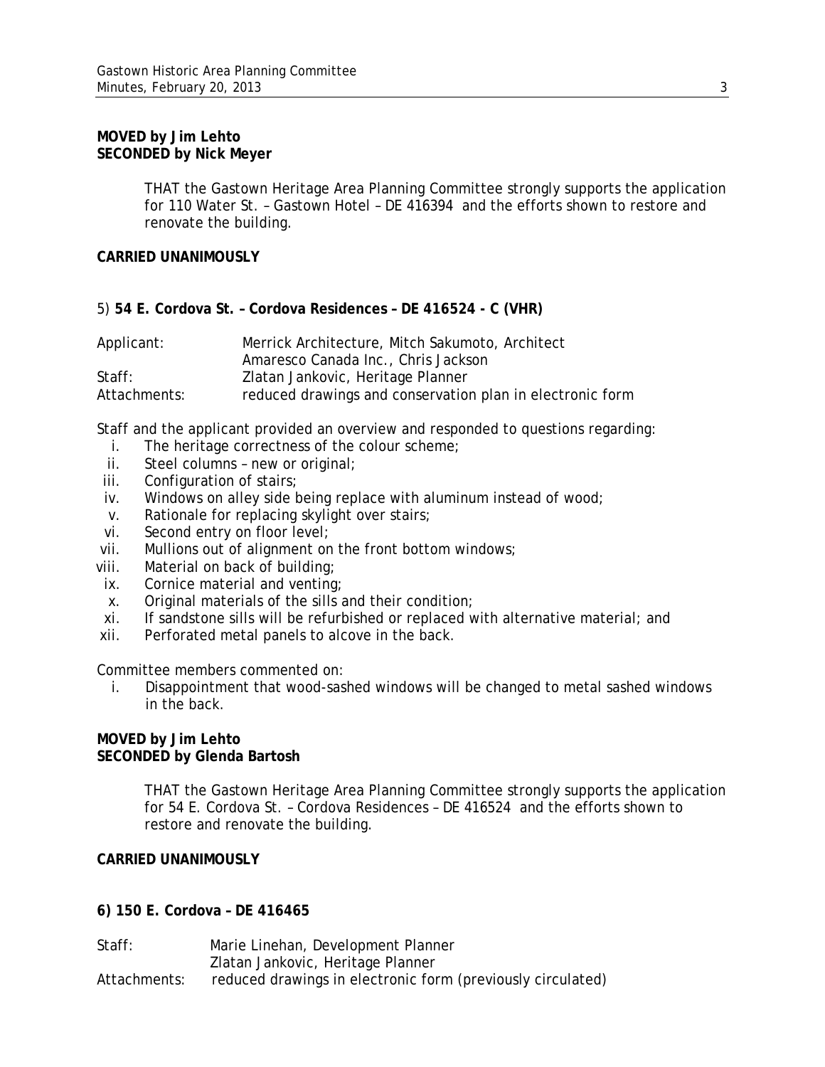**MOVED by Jim Lehto**
**SECONDED by Nick Meyer**

> THAT the Gastown Heritage Area Planning Committee strongly supports the application for 110 Water St. – Gastown Hotel – DE 416394 and the efforts shown to restore and renovate the building.

**CARRIED UNANIMOUSLY**

5) **54 E. Cordova St. – Cordova Residences – DE 416524 - C (VHR)**

| | |
|---|---|
| Applicant: | Merrick Architecture, Mitch Sakumoto, Architect<br>Amaresco Canada Inc., Chris Jackson |
| Staff: | Zlatan Jankovic, Heritage Planner |
| Attachments: | reduced drawings and conservation plan in electronic form |

Staff and the applicant provided an overview and responded to questions regarding:

i. The heritage correctness of the colour scheme;
ii. Steel columns – new or original;
iii. Configuration of stairs;
iv. Windows on alley side being replace with aluminum instead of wood;
v. Rationale for replacing skylight over stairs;
vi. Second entry on floor level;
vii. Mullions out of alignment on the front bottom windows;
viii. Material on back of building;
ix. Cornice material and venting;
x. Original materials of the sills and their condition;
xi. If sandstone sills will be refurbished or replaced with alternative material; and
xii. Perforated metal panels to alcove in the back.

Committee members commented on:

i. Disappointment that wood-sashed windows will be changed to metal sashed windows in the back.

**MOVED by Jim Lehto**
**SECONDED by Glenda Bartosh**

> THAT the Gastown Heritage Area Planning Committee strongly supports the application for 54 E. Cordova St. – Cordova Residences – DE 416524 and the efforts shown to restore and renovate the building.

**CARRIED UNANIMOUSLY**

**6) 150 E. Cordova – DE 416465**

| | |
|---|---|
| Staff: | Marie Linehan, Development Planner<br>Zlatan Jankovic, Heritage Planner |
| Attachments: | reduced drawings in electronic form (previously circulated) |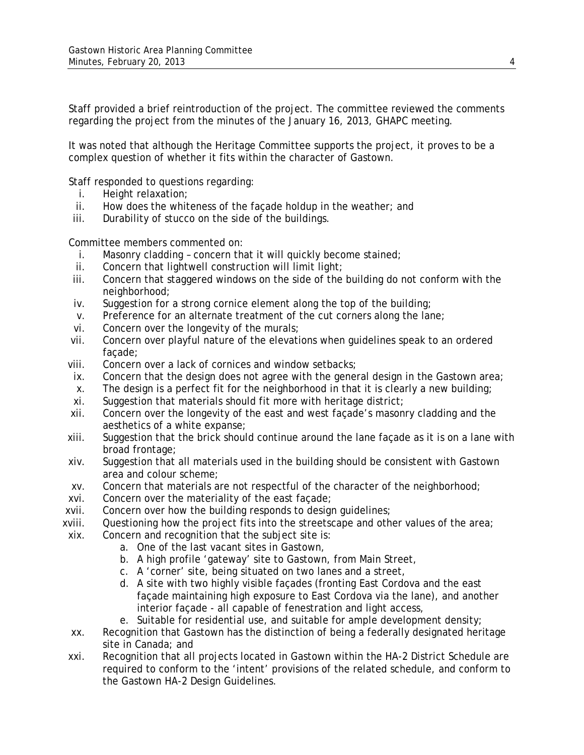Staff provided a brief reintroduction of the project. The committee reviewed the comments regarding the project from the minutes of the January 16, 2013, GHAPC meeting.

It was noted that although the Heritage Committee supports the project, it proves to be a complex question of whether it fits within the character of Gastown.

Staff responded to questions regarding:

i. Height relaxation;
ii. How does the whiteness of the façade holdup in the weather; and
iii. Durability of stucco on the side of the buildings.

Committee members commented on:

i. Masonry cladding – concern that it will quickly become stained;
ii. Concern that lightwell construction will limit light;
iii. Concern that staggered windows on the side of the building do not conform with the neighborhood;
iv. Suggestion for a strong cornice element along the top of the building;
v. Preference for an alternate treatment of the cut corners along the lane;
vi. Concern over the longevity of the murals;
vii. Concern over playful nature of the elevations when guidelines speak to an ordered façade;
viii. Concern over a lack of cornices and window setbacks;
ix. Concern that the design does not agree with the general design in the Gastown area;
x. The design is a perfect fit for the neighborhood in that it is clearly a new building;
xi. Suggestion that materials should fit more with heritage district;
xii. Concern over the longevity of the east and west façade's masonry cladding and the aesthetics of a white expanse;
xiii. Suggestion that the brick should continue around the lane façade as it is on a lane with broad frontage;
xiv. Suggestion that all materials used in the building should be consistent with Gastown area and colour scheme;
xv. Concern that materials are not respectful of the character of the neighborhood;
xvi. Concern over the materiality of the east façade;
xvii. Concern over how the building responds to design guidelines;
xviii. Questioning how the project fits into the streetscape and other values of the area;
xix. Concern and recognition that the subject site is:
    a. One of the last vacant sites in Gastown,
    b. A high profile 'gateway' site to Gastown, from Main Street,
    c. A 'corner' site, being situated on two lanes and a street,
    d. A site with two highly visible façades (fronting East Cordova and the east façade maintaining high exposure to East Cordova via the lane), and another interior façade - all capable of fenestration and light access,
    e. Suitable for residential use, and suitable for ample development density;
xx. Recognition that Gastown has the distinction of being a federally designated heritage site in Canada; and
xxi. Recognition that all projects located in Gastown within the HA-2 District Schedule are required to conform to the 'intent' provisions of the related schedule, and conform to the Gastown HA-2 Design Guidelines.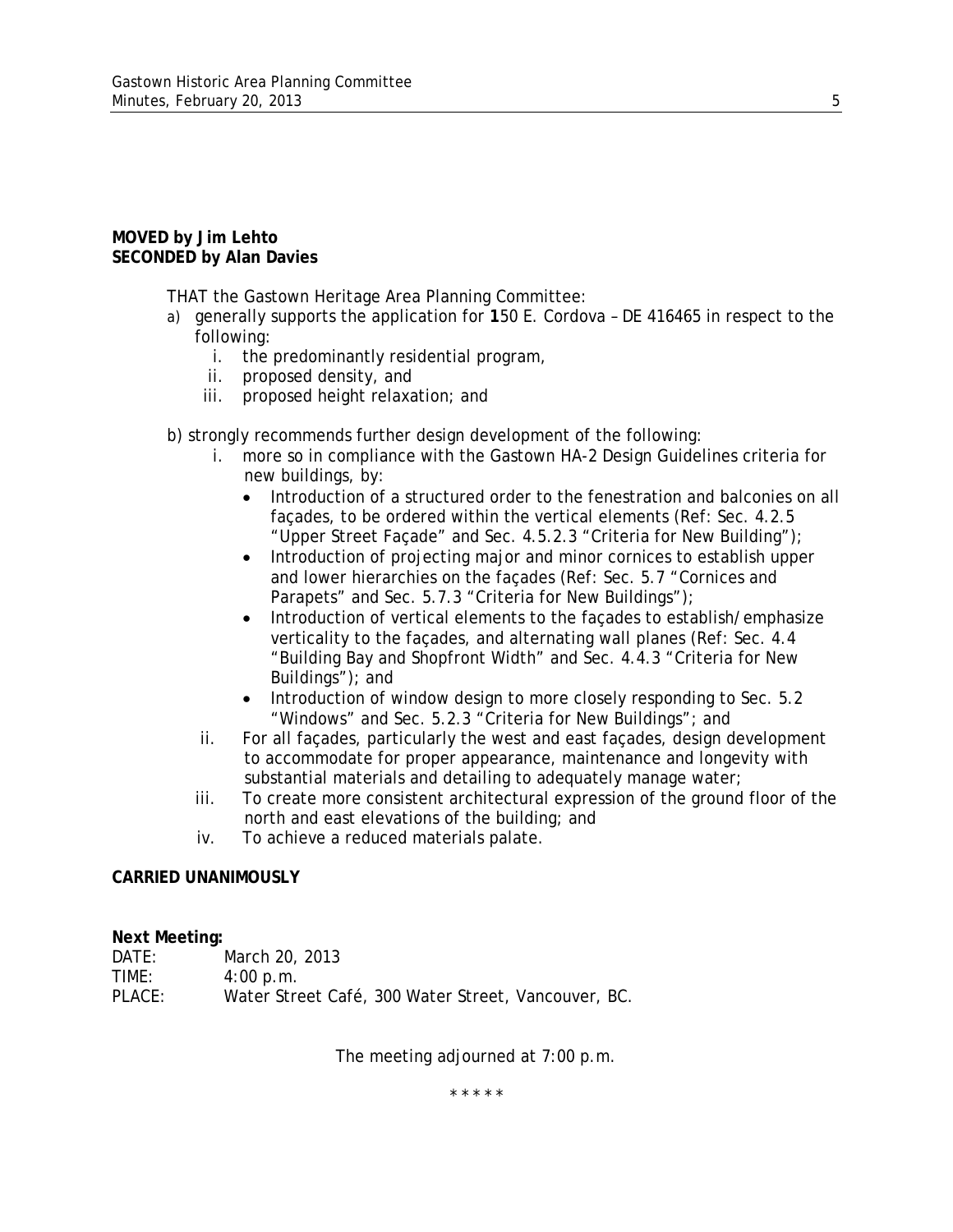**MOVED by Jim Lehto**
**SECONDED by Alan Davies**

THAT the Gastown Heritage Area Planning Committee:

a) generally supports the application for **1**50 E. Cordova – DE 416465 in respect to the following:
   i. the predominantly residential program,
   ii. proposed density, and
   iii. proposed height relaxation; and

b) strongly recommends further design development of the following:
   i. more so in compliance with the Gastown HA-2 Design Guidelines criteria for new buildings, by:
      - Introduction of a structured order to the fenestration and balconies on all façades, to be ordered within the vertical elements (Ref: Sec. 4.2.5 "Upper Street Façade" and Sec. 4.5.2.3 "Criteria for New Building");
      - Introduction of projecting major and minor cornices to establish upper and lower hierarchies on the façades (Ref: Sec. 5.7 "Cornices and Parapets" and Sec. 5.7.3 "Criteria for New Buildings");
      - Introduction of vertical elements to the façades to establish/emphasize verticality to the façades, and alternating wall planes (Ref: Sec. 4.4 "Building Bay and Shopfront Width" and Sec. 4.4.3 "Criteria for New Buildings"); and
      - Introduction of window design to more closely responding to Sec. 5.2 "Windows" and Sec. 5.2.3 "Criteria for New Buildings"; and
   ii. For all façades, particularly the west and east façades, design development to accommodate for proper appearance, maintenance and longevity with substantial materials and detailing to adequately manage water;
   iii. To create more consistent architectural expression of the ground floor of the north and east elevations of the building; and
   iv. To achieve a reduced materials palate.

**CARRIED UNANIMOUSLY**

**Next Meeting:**

DATE: March 20, 2013
TIME: 4:00 p.m.
PLACE: Water Street Café, 300 Water Street, Vancouver, BC.

The meeting adjourned at 7:00 p.m.

\* \* \* \* \*